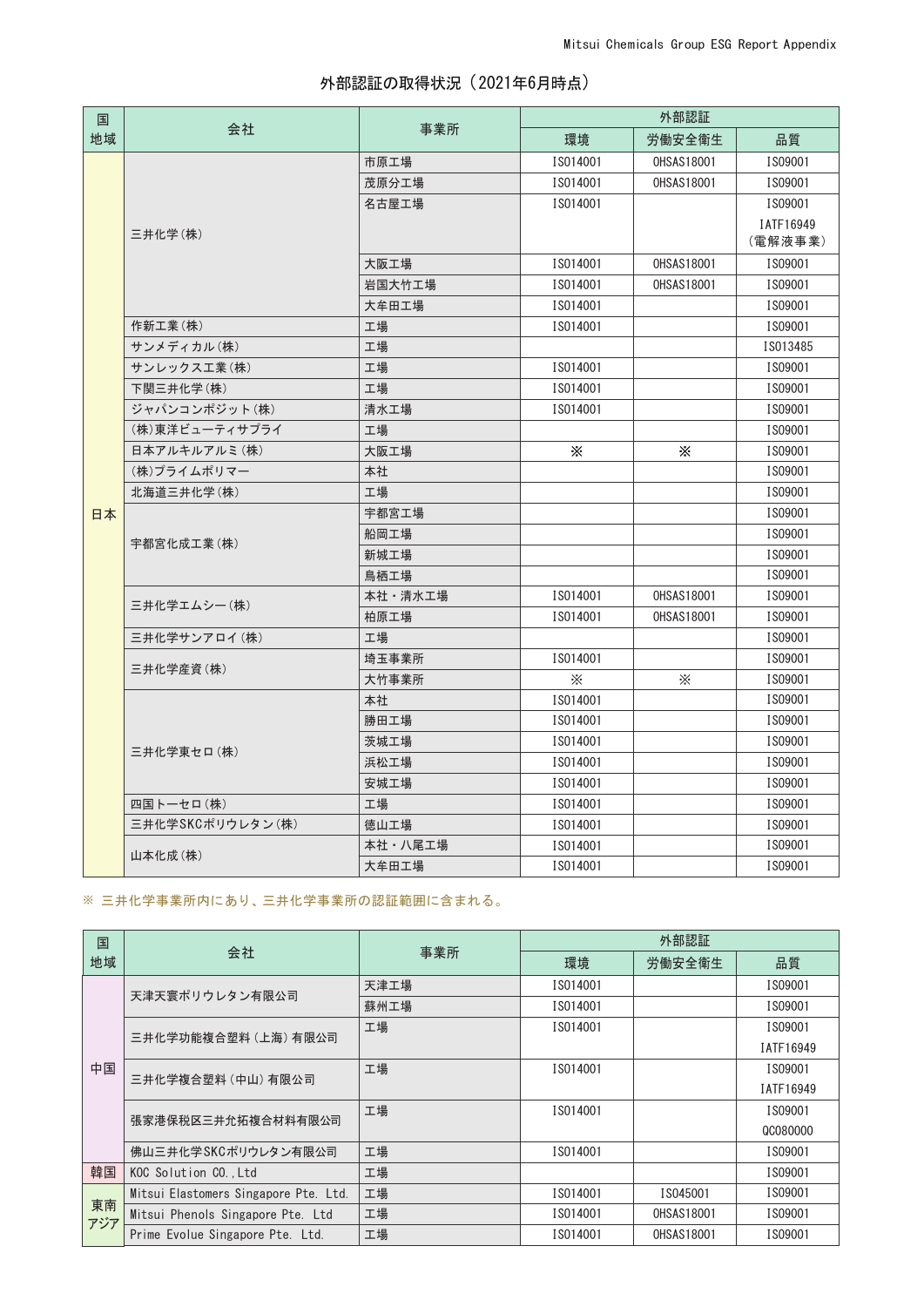# 外部認証の取得状況（2021年6月時点）

| 国<br>地域 | 会社 | 事業所 | 外部認証 | | |
|---|---|---|---|---|---|
| | | | 環境 | 労働安全衛生 | 品質 |
| 日本 | 三井化学(株) | 市原工場 | ISO14001 | OHSAS18001 | ISO9001 |
| | | 茂原分工場 | ISO14001 | OHSAS18001 | ISO9001 |
| | | 名古屋工場 | ISO14001 | | ISO9001<br>IATF16949<br>(電解液事業) |
| | | 大阪工場 | ISO14001 | OHSAS18001 | ISO9001 |
| | | 岩国大竹工場 | ISO14001 | OHSAS18001 | ISO9001 |
| | | 大牟田工場 | ISO14001 | | ISO9001 |
| | 作新工業(株) | 工場 | ISO14001 | | ISO9001 |
| | サンメディカル(株) | 工場 | | | ISO13485 |
| | サンレックス工業(株) | 工場 | ISO14001 | | ISO9001 |
| | 下関三井化学(株) | 工場 | ISO14001 | | ISO9001 |
| | ジャパンコンポジット(株) | 清水工場 | ISO14001 | | ISO9001 |
| | (株)東洋ビューティサプライ | 工場 | | | ISO9001 |
| | 日本アルキルアルミ(株) | 大阪工場 | ※ | ※ | ISO9001 |
| | (株)プライムポリマー | 本社 | | | ISO9001 |
| | 北海道三井化学(株) | 工場 | | | ISO9001 |
| | 宇都宮化成工業(株) | 宇都宮工場 | | | ISO9001 |
| | | 船岡工場 | | | ISO9001 |
| | | 新城工場 | | | ISO9001 |
| | | 鳥栖工場 | | | ISO9001 |
| | 三井化学エムシー(株) | 本社・清水工場 | ISO14001 | OHSAS18001 | ISO9001 |
| | | 柏原工場 | ISO14001 | OHSAS18001 | ISO9001 |
| | 三井化学サンアロイ(株) | 工場 | | | ISO9001 |
| | 三井化学産資(株) | 埼玉事業所 | ISO14001 | | ISO9001 |
| | | 大竹事業所 | ※ | ※ | ISO9001 |
| | 三井化学東セロ(株) | 本社 | ISO14001 | | ISO9001 |
| | | 勝田工場 | ISO14001 | | ISO9001 |
| | | 茨城工場 | ISO14001 | | ISO9001 |
| | | 浜松工場 | ISO14001 | | ISO9001 |
| | | 安城工場 | ISO14001 | | ISO9001 |
| | 四国トーセロ(株) | 工場 | ISO14001 | | ISO9001 |
| | 三井化学SKCポリウレタン(株) | 徳山工場 | ISO14001 | | ISO9001 |
| | 山本化成(株) | 本社・八尾工場 | ISO14001 | | ISO9001 |
| | | 大牟田工場 | ISO14001 | | ISO9001 |

※ 三井化学事業所内にあり、三井化学事業所の認証範囲に含まれる。

| 国<br>地域 | 会社 | 事業所 | 外部認証 | | |
|---|---|---|---|---|---|
| | | | 環境 | 労働安全衛生 | 品質 |
| 中国 | 天津天寰ポリウレタン有限公司 | 天津工場 | ISO14001 | | ISO9001 |
| | | 蘇州工場 | ISO14001 | | ISO9001 |
| | 三井化学功能複合塑料(上海)有限公司 | 工場 | ISO14001 | | ISO9001<br>IATF16949 |
| | 三井化学複合塑料(中山)有限公司 | 工場 | ISO14001 | | ISO9001<br>IATF16949 |
| | 張家港保税区三井允拓複合材料有限公司 | 工場 | ISO14001 | | ISO9001<br>QC080000 |
| | 佛山三井化学SKCポリウレタン有限公司 | 工場 | ISO14001 | | ISO9001 |
| 韓国 | KOC Solution CO.,Ltd | 工場 | | | ISO9001 |
| 東南アジア | Mitsui Elastomers Singapore Pte. Ltd. | 工場 | ISO14001 | ISO45001 | ISO9001 |
| | Mitsui Phenols Singapore Pte. Ltd | 工場 | ISO14001 | OHSAS18001 | ISO9001 |
| | Prime Evolue Singapore Pte. Ltd. | 工場 | ISO14001 | OHSAS18001 | ISO9001 |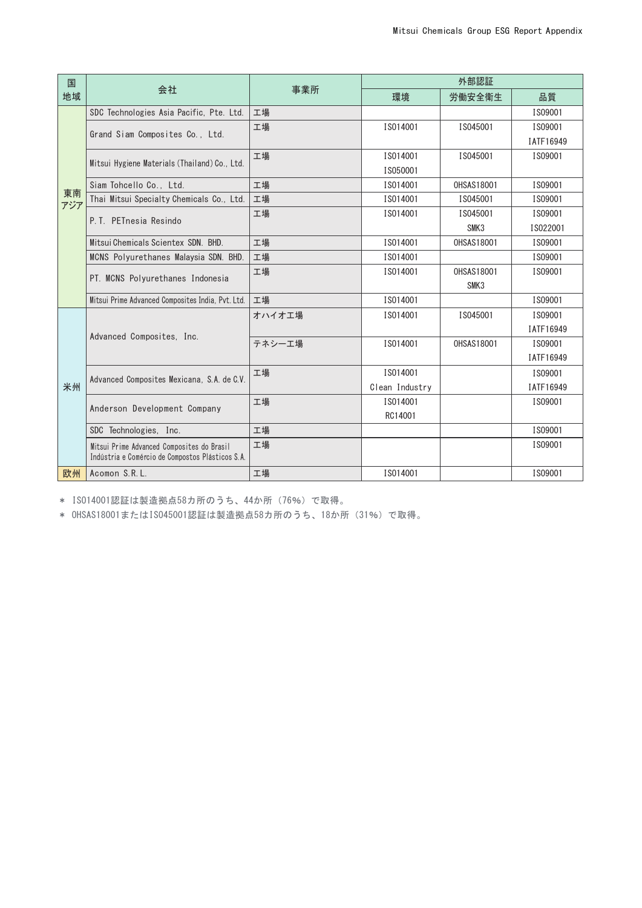| 国<br>地域 | 会社 | 事業所 | 外部認証 | | |
|---|---|---|---|---|---|
| | | | 環境 | 労働安全衛生 | 品質 |
| 東南アジア | SDC Technologies Asia Pacific, Pte. Ltd. | 工場 | | | ISO9001 |
| | Grand Siam Composites Co., Ltd. | 工場 | ISO14001 | ISO45001 | ISO9001<br>IATF16949 |
| | Mitsui Hygiene Materials (Thailand) Co., Ltd. | 工場 | ISO14001<br>ISO50001 | ISO45001 | ISO9001 |
| | Siam Tohcello Co., Ltd. | 工場 | ISO14001 | OHSAS18001 | ISO9001 |
| | Thai Mitsui Specialty Chemicals Co., Ltd. | 工場 | ISO14001 | ISO45001 | ISO9001 |
| | P.T. PETnesia Resindo | 工場 | ISO14001 | ISO45001<br>SMK3 | ISO9001<br>ISO22001 |
| | Mitsui Chemicals Scientex SDN. BHD. | 工場 | ISO14001 | OHSAS18001 | ISO9001 |
| | MCNS Polyurethanes Malaysia SDN. BHD. | 工場 | ISO14001 | | ISO9001 |
| | PT. MCNS Polyurethanes Indonesia | 工場 | ISO14001 | OHSAS18001<br>SMK3 | ISO9001 |
| | Mitsui Prime Advanced Composites India, Pvt. Ltd. | 工場 | ISO14001 | | ISO9001 |
| 米州 | Advanced Composites, Inc. | オハイオ工場 | ISO14001 | ISO45001 | ISO9001<br>IATF16949 |
| | | テネシー工場 | ISO14001 | OHSAS18001 | ISO9001<br>IATF16949 |
| | Advanced Composites Mexicana, S.A. de C.V. | 工場 | ISO14001<br>Clean Industry | | ISO9001<br>IATF16949 |
| | Anderson Development Company | 工場 | ISO14001<br>RC14001 | | ISO9001 |
| | SDC Technologies, Inc. | 工場 | | | ISO9001 |
| | Mitsui Prime Advanced Composites do Brasil Indústria e Comércio de Compostos Plásticos S.A. | 工場 | | | ISO9001 |
| 欧州 | Acomon S.R.L. | 工場 | ISO14001 | | ISO9001 |

* ISO14001認証は製造拠点58カ所のうち、44か所（76%）で取得。
* OHSAS18001またはISO45001認証は製造拠点58カ所のうち、18か所（31%）で取得。